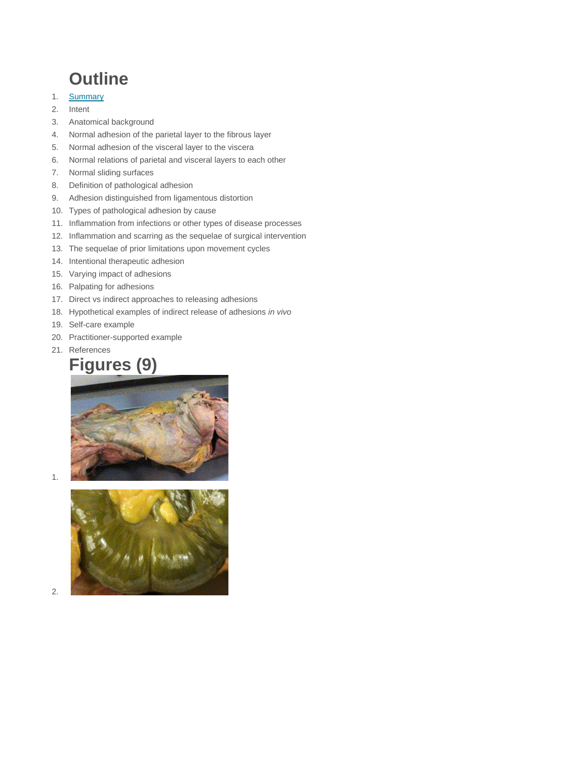# Outline

1. Summary
2. Intent
3. Anatomical background
4. Normal adhesion of the parietal layer to the fibrous layer
5. Normal adhesion of the visceral layer to the viscera
6. Normal relations of parietal and visceral layers to each other
7. Normal sliding surfaces
8. Definition of pathological adhesion
9. Adhesion distinguished from ligamentous distortion
10. Types of pathological adhesion by cause
11. Inflammation from infections or other types of disease processes
12. Inflammation and scarring as the sequelae of surgical intervention
13. The sequelae of prior limitations upon movement cycles
14. Intentional therapeutic adhesion
15. Varying impact of adhesions
16. Palpating for adhesions
17. Direct vs indirect approaches to releasing adhesions
18. Hypothetical examples of indirect release of adhesions *in vivo*
19. Self-care example
20. Practitioner-supported example
21. References

# Figures (9)

1.

2.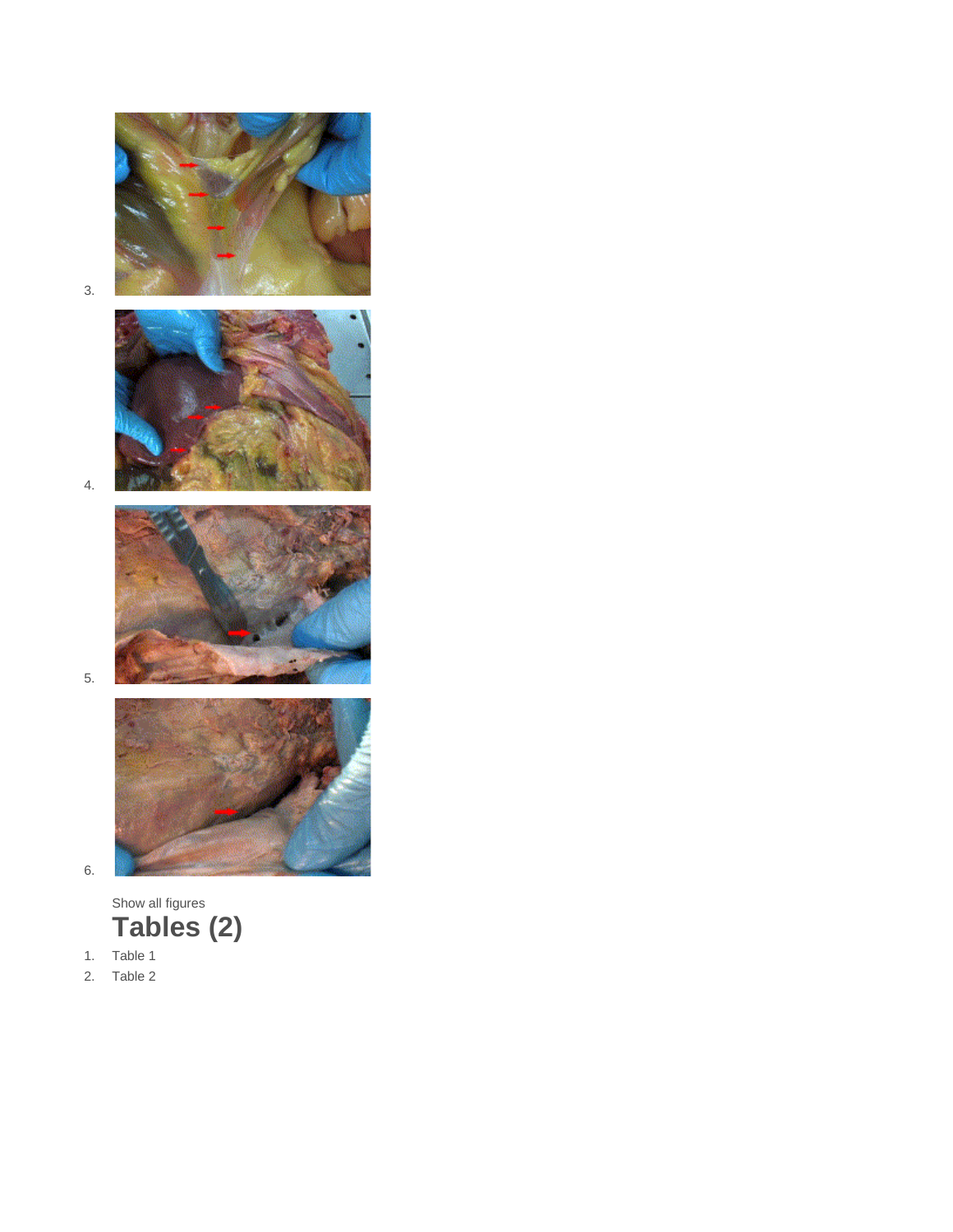3.

4.

5.

6.

Show all figures

## Tables (2)

1. Table 1
2. Table 2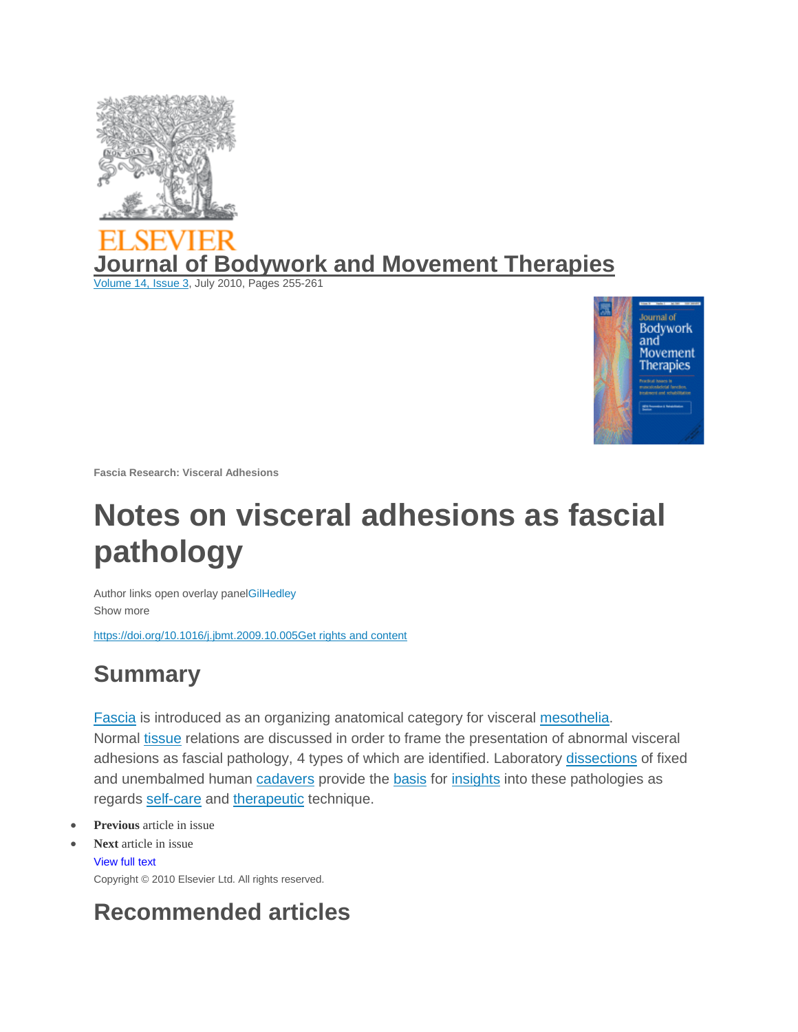ELSEVIER

# Journal of Bodywork and Movement Therapies

Volume 14, Issue 3, July 2010, Pages 255-261

Fascia Research: Visceral Adhesions

# Notes on visceral adhesions as fascial pathology

Author links open overlay panelGilHedley

Show more

https://doi.org/10.1016/j.jbmt.2009.10.005Get rights and content

## Summary

Fascia is introduced as an organizing anatomical category for visceral mesothelia. Normal tissue relations are discussed in order to frame the presentation of abnormal visceral adhesions as fascial pathology, 4 types of which are identified. Laboratory dissections of fixed and unembalmed human cadavers provide the basis for insights into these pathologies as regards self-care and therapeutic technique.

- **Previous** article in issue
- **Next** article in issue

View full text

Copyright © 2010 Elsevier Ltd. All rights reserved.

## Recommended articles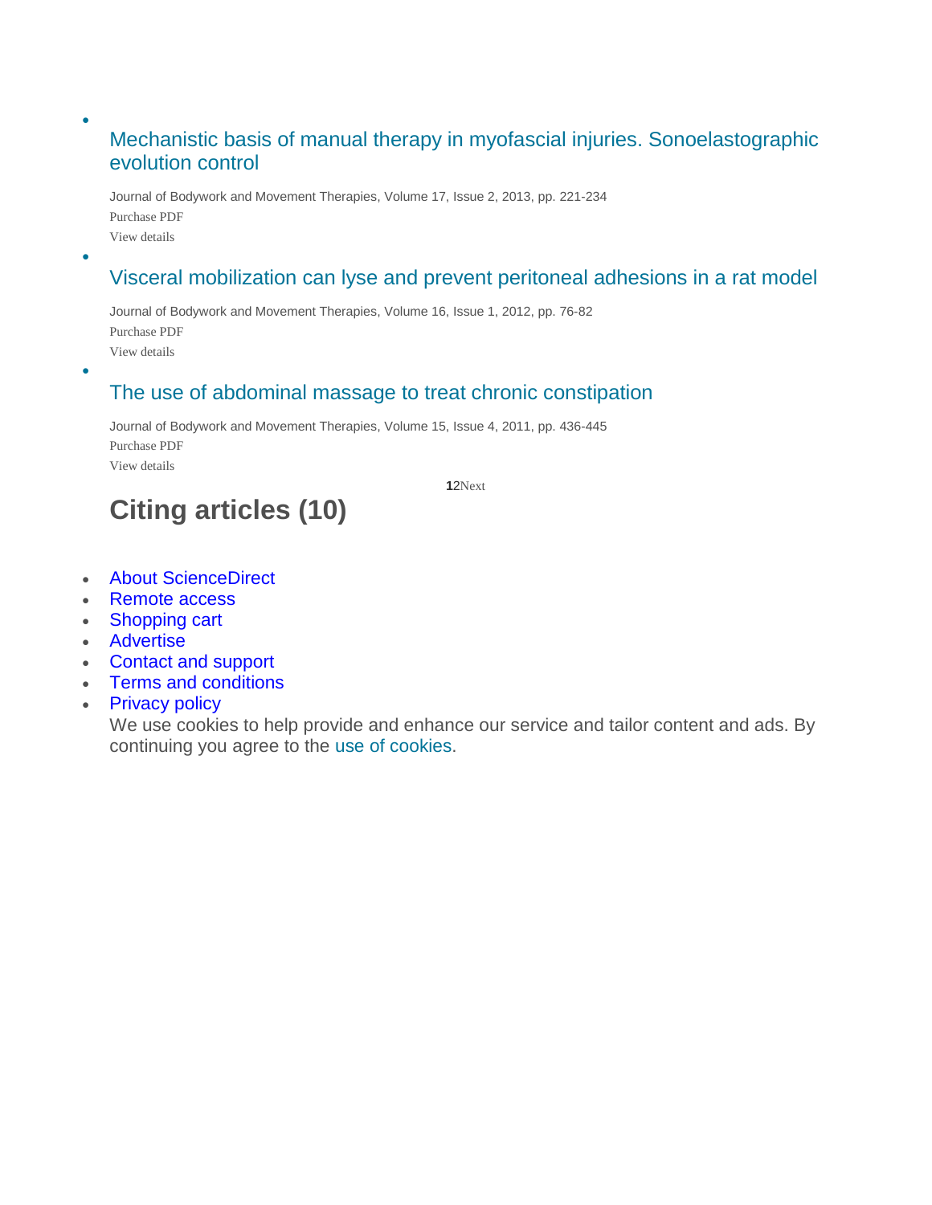- [Mechanistic basis of manual therapy in myofascial injuries. Sonoelastographic evolution control]

  Journal of Bodywork and Movement Therapies, Volume 17, Issue 2, 2013, pp. 221-234

  Purchase PDF

  View details

- [Visceral mobilization can lyse and prevent peritoneal adhesions in a rat model]

  Journal of Bodywork and Movement Therapies, Volume 16, Issue 1, 2012, pp. 76-82

  Purchase PDF

  View details

- [The use of abdominal massage to treat chronic constipation]

  Journal of Bodywork and Movement Therapies, Volume 15, Issue 4, 2011, pp. 436-445

  Purchase PDF

  View details

**1**2Next

## Citing articles (10)

- About ScienceDirect
- Remote access
- Shopping cart
- Advertise
- Contact and support
- Terms and conditions
- Privacy policy

We use cookies to help provide and enhance our service and tailor content and ads. By continuing you agree to the use of cookies.